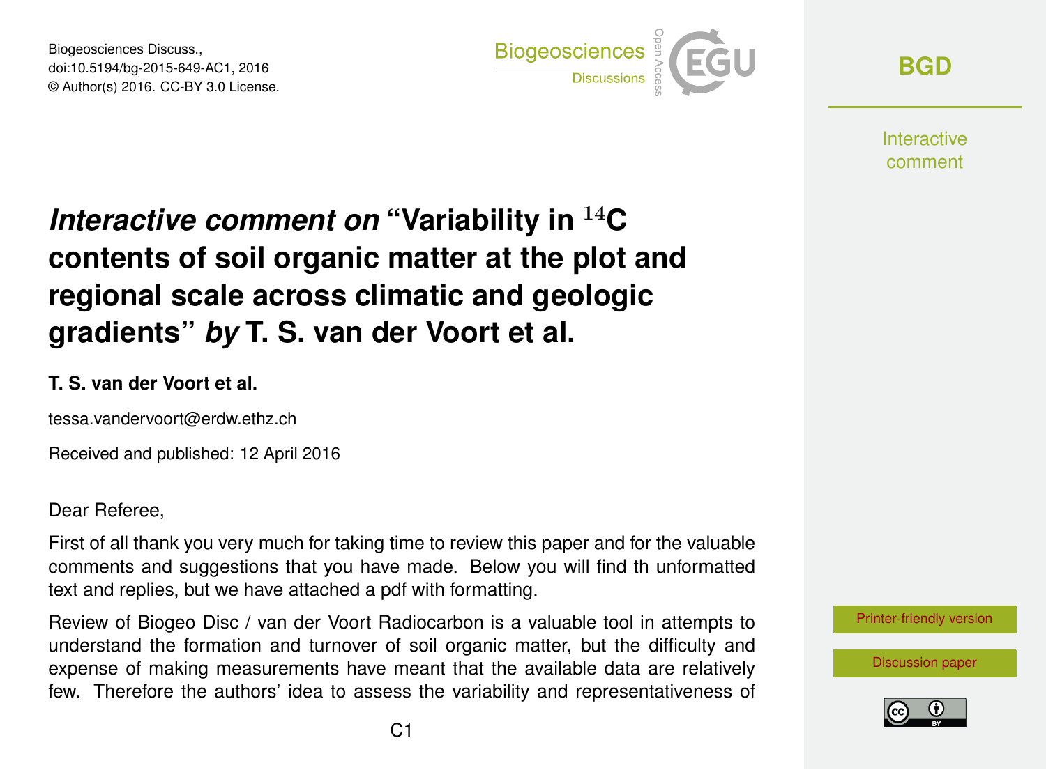# *Interactive comment on* "Variability in $^{14}$C contents of soil organic matter at the plot and regional scale across climatic and geologic gradients" *by* T. S. van der Voort et al.

**T. S. van der Voort et al.**

tessa.vandervoort@erdw.ethz.ch

Received and published: 12 April 2016

Dear Referee,

First of all thank you very much for taking time to review this paper and for the valuable comments and suggestions that you have made. Below you will find th unformatted text and replies, but we have attached a pdf with formatting.

Review of Biogeo Disc / van der Voort Radiocarbon is a valuable tool in attempts to understand the formation and turnover of soil organic matter, but the difficulty and expense of making measurements have meant that the available data are relatively few. Therefore the authors' idea to assess the variability and representativeness of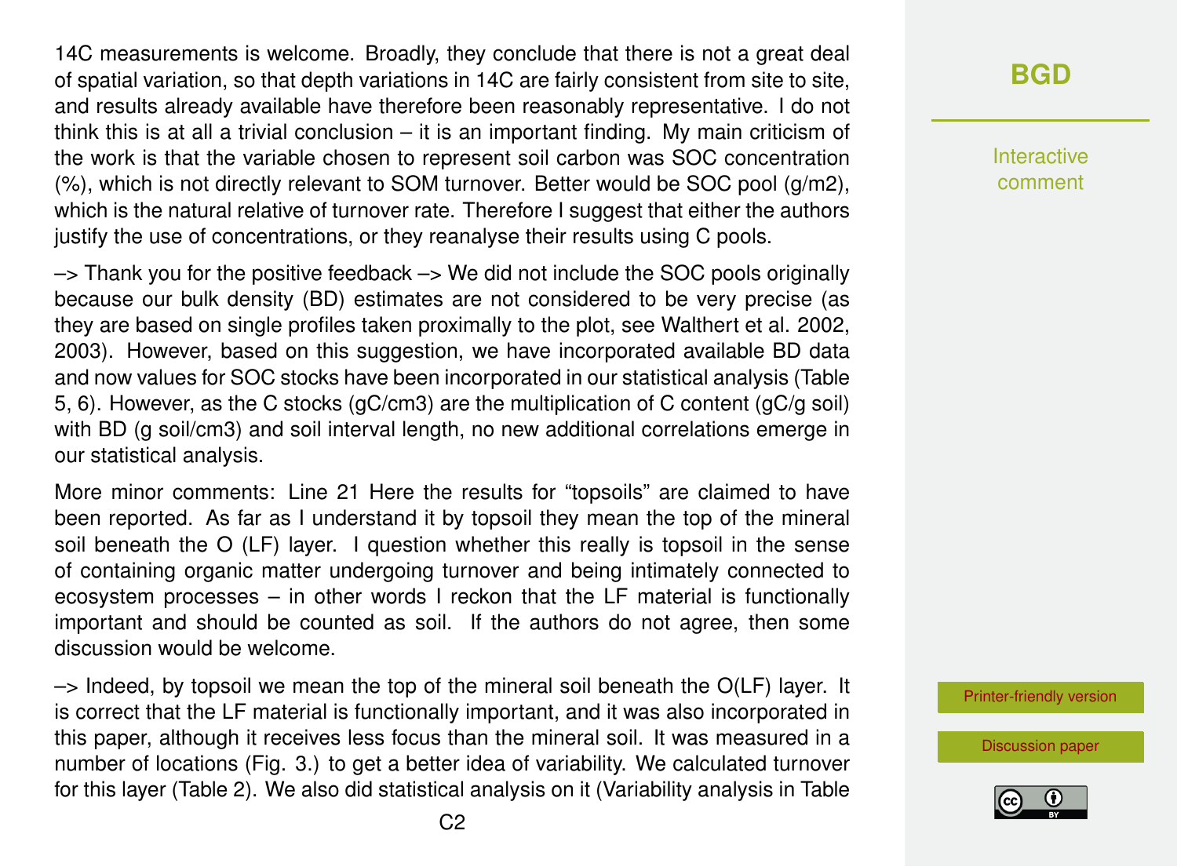14C measurements is welcome. Broadly, they conclude that there is not a great deal of spatial variation, so that depth variations in 14C are fairly consistent from site to site, and results already available have therefore been reasonably representative. I do not think this is at all a trivial conclusion – it is an important finding. My main criticism of the work is that the variable chosen to represent soil carbon was SOC concentration (%), which is not directly relevant to SOM turnover. Better would be SOC pool (g/m2), which is the natural relative of turnover rate. Therefore I suggest that either the authors justify the use of concentrations, or they reanalyse their results using C pools.

–> Thank you for the positive feedback –> We did not include the SOC pools originally because our bulk density (BD) estimates are not considered to be very precise (as they are based on single profiles taken proximally to the plot, see Walthert et al. 2002, 2003). However, based on this suggestion, we have incorporated available BD data and now values for SOC stocks have been incorporated in our statistical analysis (Table 5, 6). However, as the C stocks (gC/cm3) are the multiplication of C content (gC/g soil) with BD (g soil/cm3) and soil interval length, no new additional correlations emerge in our statistical analysis.

More minor comments: Line 21 Here the results for "topsoils" are claimed to have been reported. As far as I understand it by topsoil they mean the top of the mineral soil beneath the O (LF) layer. I question whether this really is topsoil in the sense of containing organic matter undergoing turnover and being intimately connected to ecosystem processes – in other words I reckon that the LF material is functionally important and should be counted as soil. If the authors do not agree, then some discussion would be welcome.

–> Indeed, by topsoil we mean the top of the mineral soil beneath the O(LF) layer. It is correct that the LF material is functionally important, and it was also incorporated in this paper, although it receives less focus than the mineral soil. It was measured in a number of locations (Fig. 3.) to get a better idea of variability. We calculated turnover for this layer (Table 2). We also did statistical analysis on it (Variability analysis in Table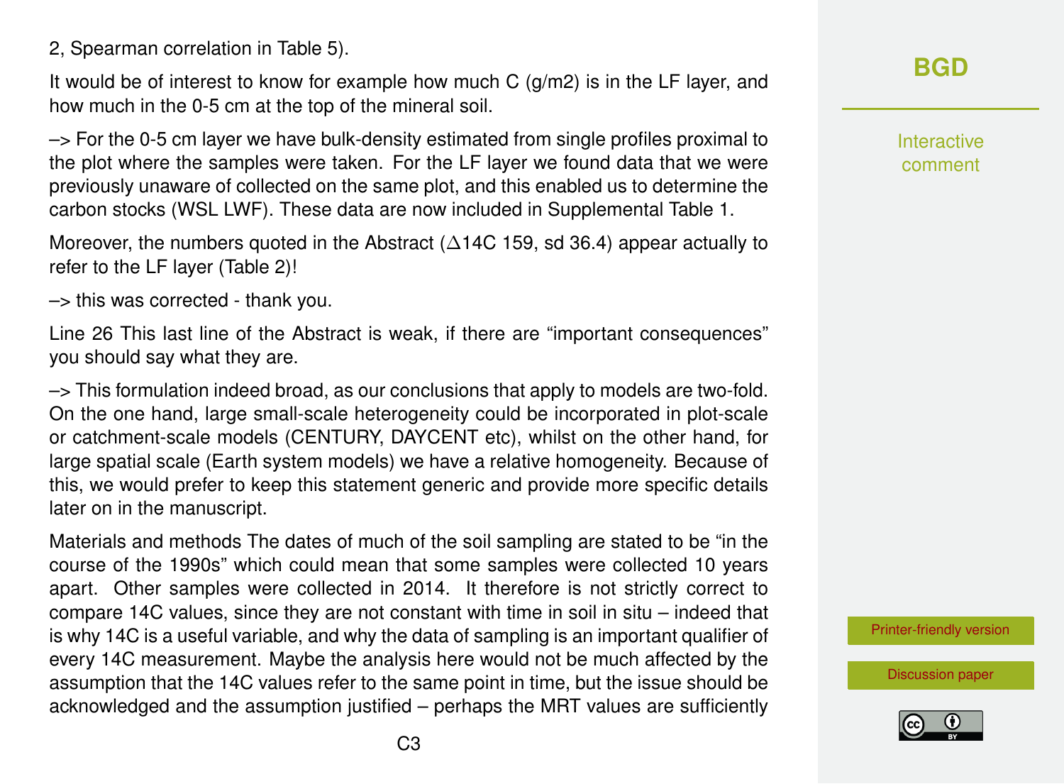2, Spearman correlation in Table 5).

It would be of interest to know for example how much C (g/m2) is in the LF layer, and how much in the 0-5 cm at the top of the mineral soil.

–> For the 0-5 cm layer we have bulk-density estimated from single profiles proximal to the plot where the samples were taken. For the LF layer we found data that we were previously unaware of collected on the same plot, and this enabled us to determine the carbon stocks (WSL LWF). These data are now included in Supplemental Table 1.

Moreover, the numbers quoted in the Abstract ($\Delta$14C 159, sd 36.4) appear actually to refer to the LF layer (Table 2)!

–> this was corrected - thank you.

Line 26 This last line of the Abstract is weak, if there are "important consequences" you should say what they are.

–> This formulation indeed broad, as our conclusions that apply to models are two-fold. On the one hand, large small-scale heterogeneity could be incorporated in plot-scale or catchment-scale models (CENTURY, DAYCENT etc), whilst on the other hand, for large spatial scale (Earth system models) we have a relative homogeneity. Because of this, we would prefer to keep this statement generic and provide more specific details later on in the manuscript.

Materials and methods The dates of much of the soil sampling are stated to be "in the course of the 1990s" which could mean that some samples were collected 10 years apart. Other samples were collected in 2014. It therefore is not strictly correct to compare 14C values, since they are not constant with time in soil in situ – indeed that is why 14C is a useful variable, and why the data of sampling is an important qualifier of every 14C measurement. Maybe the analysis here would not be much affected by the assumption that the 14C values refer to the same point in time, but the issue should be acknowledged and the assumption justified – perhaps the MRT values are sufficiently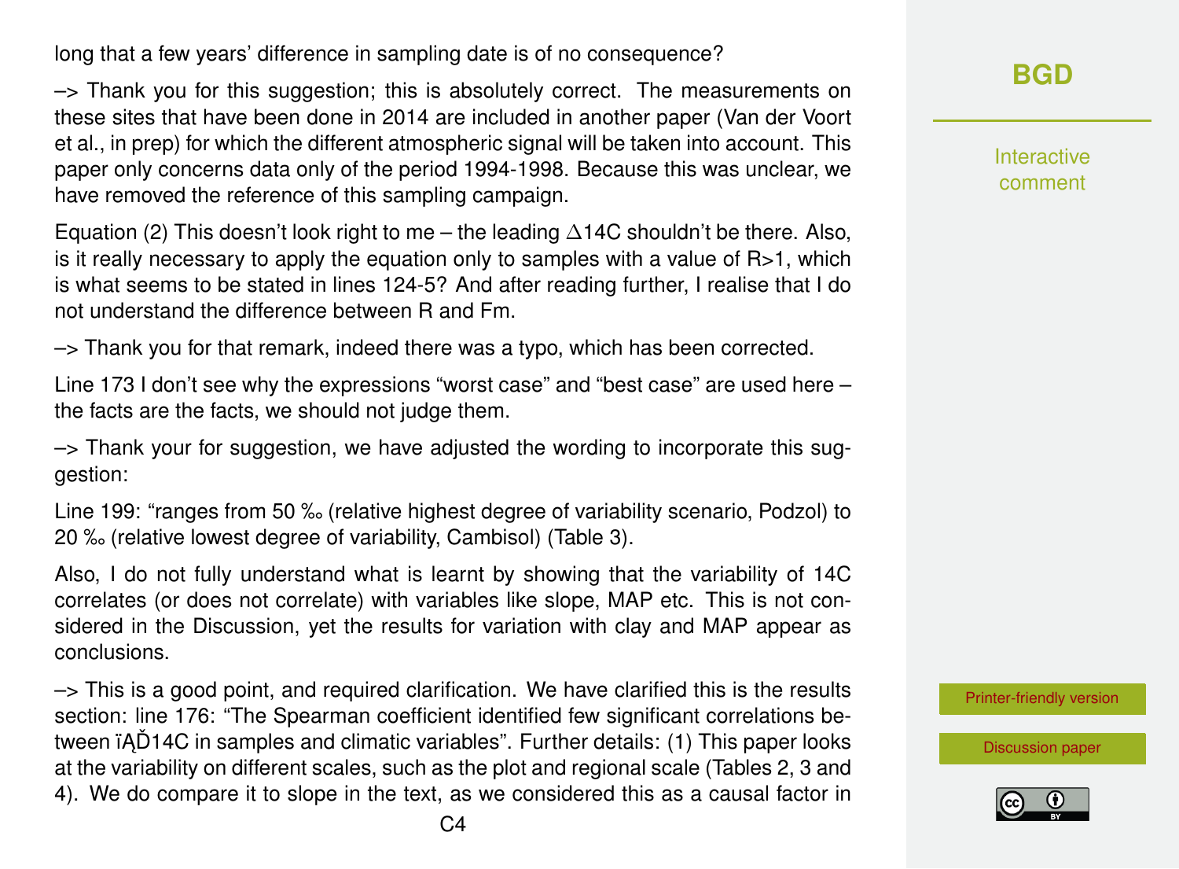long that a few years' difference in sampling date is of no consequence?

–> Thank you for this suggestion; this is absolutely correct. The measurements on these sites that have been done in 2014 are included in another paper (Van der Voort et al., in prep) for which the different atmospheric signal will be taken into account. This paper only concerns data only of the period 1994-1998. Because this was unclear, we have removed the reference of this sampling campaign.

Equation (2) This doesn't look right to me – the leading $\Delta$14C shouldn't be there. Also, is it really necessary to apply the equation only to samples with a value of R>1, which is what seems to be stated in lines 124-5? And after reading further, I realise that I do not understand the difference between R and Fm.

–> Thank you for that remark, indeed there was a typo, which has been corrected.

Line 173 I don't see why the expressions "worst case" and "best case" are used here – the facts are the facts, we should not judge them.

–> Thank your for suggestion, we have adjusted the wording to incorporate this suggestion:

Line 199: "ranges from 50 ‰ (relative highest degree of variability scenario, Podzol) to 20 ‰ (relative lowest degree of variability, Cambisol) (Table 3).

Also, I do not fully understand what is learnt by showing that the variability of 14C correlates (or does not correlate) with variables like slope, MAP etc. This is not considered in the Discussion, yet the results for variation with clay and MAP appear as conclusions.

–> This is a good point, and required clarification. We have clarified this is the results section: line 176: "The Spearman coefficient identified few significant correlations between ïĄĎ14C in samples and climatic variables". Further details: (1) This paper looks at the variability on different scales, such as the plot and regional scale (Tables 2, 3 and 4). We do compare it to slope in the text, as we considered this as a causal factor in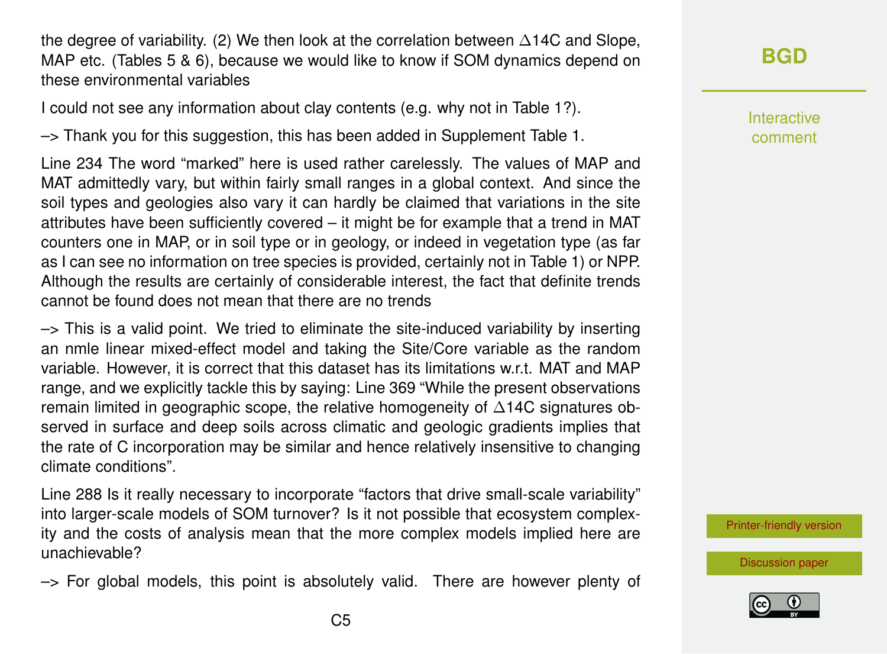the degree of variability. (2) We then look at the correlation between $\Delta$14C and Slope, MAP etc. (Tables 5 & 6), because we would like to know if SOM dynamics depend on these environmental variables

I could not see any information about clay contents (e.g. why not in Table 1?).

–> Thank you for this suggestion, this has been added in Supplement Table 1.

Line 234 The word "marked" here is used rather carelessly. The values of MAP and MAT admittedly vary, but within fairly small ranges in a global context. And since the soil types and geologies also vary it can hardly be claimed that variations in the site attributes have been sufficiently covered – it might be for example that a trend in MAT counters one in MAP, or in soil type or in geology, or indeed in vegetation type (as far as I can see no information on tree species is provided, certainly not in Table 1) or NPP. Although the results are certainly of considerable interest, the fact that definite trends cannot be found does not mean that there are no trends

–> This is a valid point. We tried to eliminate the site-induced variability by inserting an nmle linear mixed-effect model and taking the Site/Core variable as the random variable. However, it is correct that this dataset has its limitations w.r.t. MAT and MAP range, and we explicitly tackle this by saying: Line 369 "While the present observations remain limited in geographic scope, the relative homogeneity of $\Delta$14C signatures observed in surface and deep soils across climatic and geologic gradients implies that the rate of C incorporation may be similar and hence relatively insensitive to changing climate conditions".

Line 288 Is it really necessary to incorporate "factors that drive small-scale variability" into larger-scale models of SOM turnover? Is it not possible that ecosystem complexity and the costs of analysis mean that the more complex models implied here are unachievable?

–> For global models, this point is absolutely valid. There are however plenty of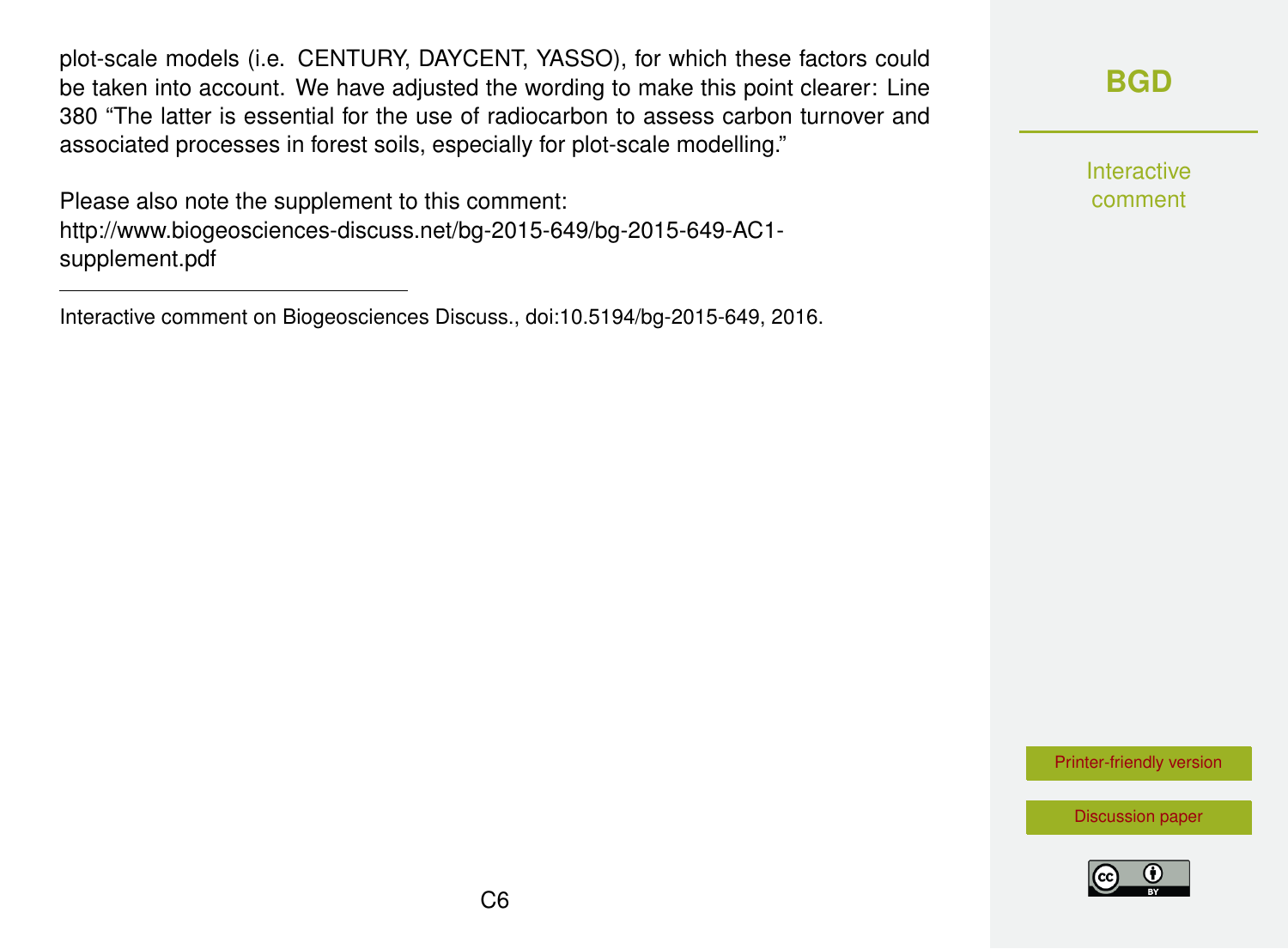plot-scale models (i.e. CENTURY, DAYCENT, YASSO), for which these factors could be taken into account. We have adjusted the wording to make this point clearer: Line 380 "The latter is essential for the use of radiocarbon to assess carbon turnover and associated processes in forest soils, especially for plot-scale modelling."

Please also note the supplement to this comment:
http://www.biogeosciences-discuss.net/bg-2015-649/bg-2015-649-AC1-supplement.pdf

---

Interactive comment on Biogeosciences Discuss., doi:10.5194/bg-2015-649, 2016.